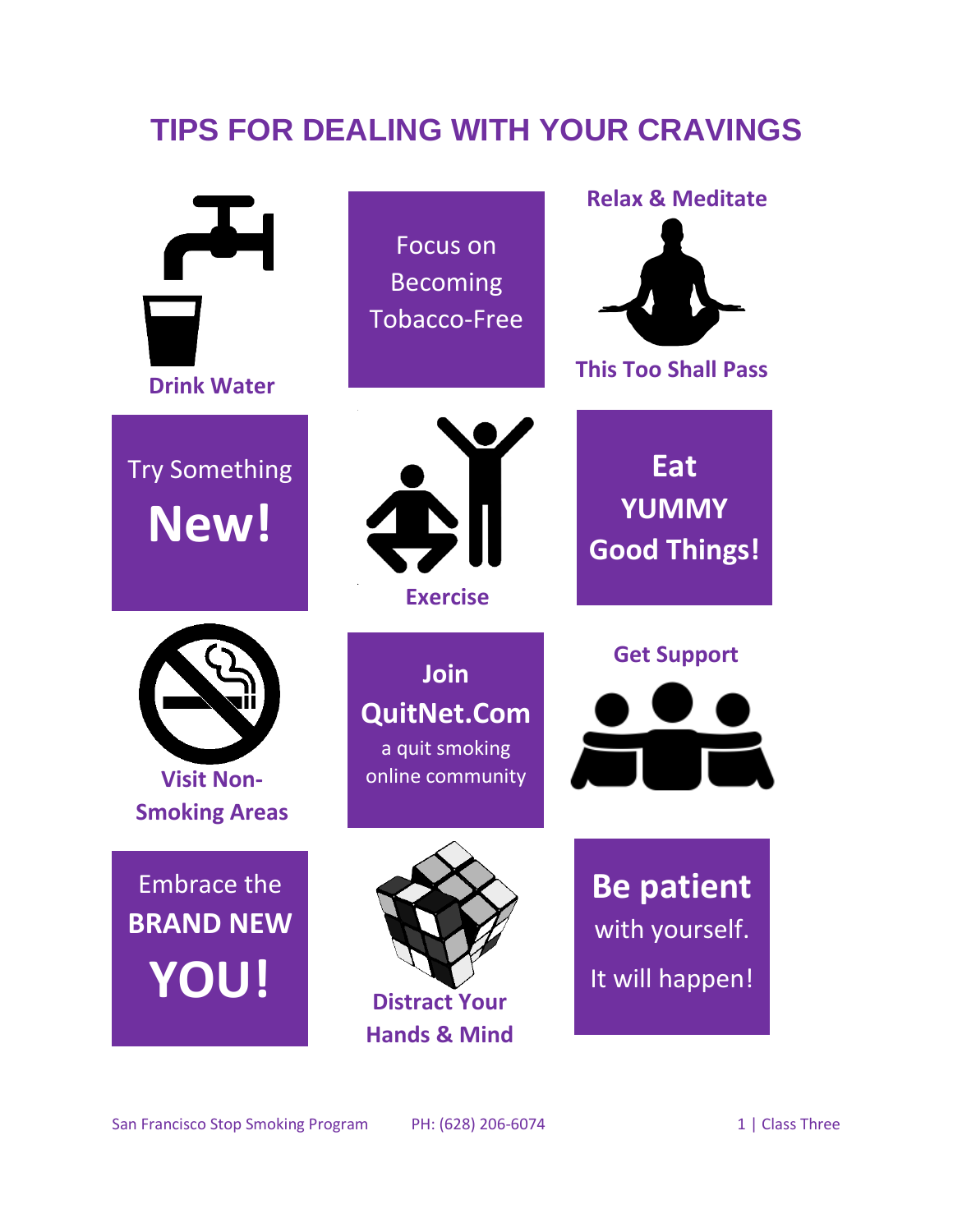# TIPS FOR DEALING WITH YOUR CRAVINGS

**Drink Water**

Focus on Becoming Tobacco-Free

**Relax & Meditate**

**This Too Shall Pass**

Try Something **New!**

**Exercise**

**Eat YUMMY Good Things!**

**Visit Non-Smoking Areas**

**Join QuitNet.Com**
a quit smoking online community

**Get Support**

Embrace the **BRAND NEW YOU!**

**Distract Your Hands & Mind**

**Be patient** with yourself.
It will happen!

San Francisco Stop Smoking Program PH: (628) 206-6074 Class Three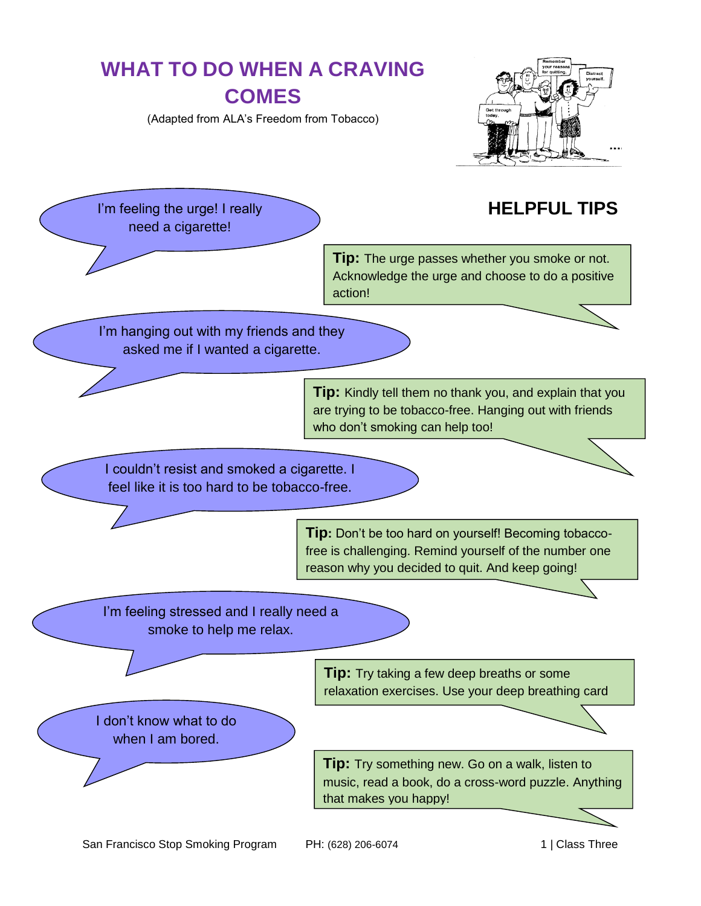# WHAT TO DO WHEN A CRAVING COMES

(Adapted from ALA's Freedom from Tobacco)

## HELPFUL TIPS

I'm feeling the urge! I really need a cigarette!

**Tip:** The urge passes whether you smoke or not. Acknowledge the urge and choose to do a positive action!

I'm hanging out with my friends and they asked me if I wanted a cigarette.

**Tip:** Kindly tell them no thank you, and explain that you are trying to be tobacco-free. Hanging out with friends who don't smoking can help too!

I couldn't resist and smoked a cigarette. I feel like it is too hard to be tobacco-free.

**Tip:** Don't be too hard on yourself! Becoming tobacco-free is challenging. Remind yourself of the number one reason why you decided to quit. And keep going!

I'm feeling stressed and I really need a smoke to help me relax.

**Tip:** Try taking a few deep breaths or some relaxation exercises. Use your deep breathing card

I don't know what to do when I am bored.

**Tip:** Try something new. Go on a walk, listen to music, read a book, do a cross-word puzzle. Anything that makes you happy!

San Francisco Stop Smoking Program PH: (628) 206-6074 Class Three